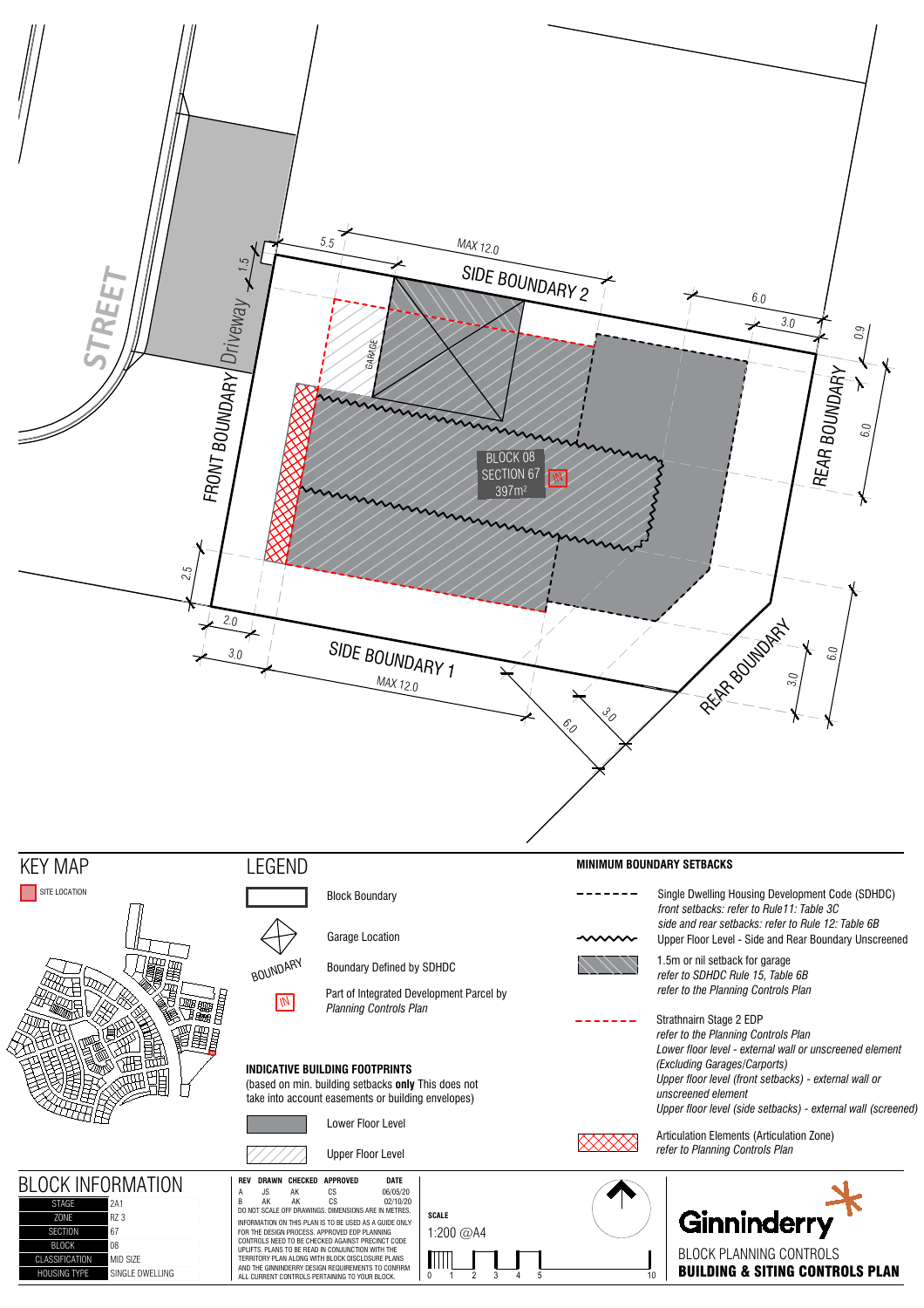STREET

Driveway

FRONT BOUNDARY

SIDE BOUNDARY 2

SIDE BOUNDARY 1

REAR BOUNDARY

REAR BOUNDARY

GARAGE

BLOCK 08
SECTION 67
397m²

IN

5.5 MAX 12.0 6.0 3.0 0.9 6.0 1.5 2.5 2.0 3.0 MAX 12.0 3.0 6.0 6.0 3.0

# KEY MAP

SITE LOCATION

# LEGEND

- Block Boundary
- Garage Location
- BOUNDARY — Boundary Defined by SDHDC
- IN — Part of Integrated Development Parcel by *Planning Controls Plan*

**INDICATIVE BUILDING FOOTPRINTS**

(based on min. building setbacks **only** This does not take into account easements or building envelopes)

- Lower Floor Level
- Upper Floor Level

**MINIMUM BOUNDARY SETBACKS**

- Single Dwelling Housing Development Code (SDHDC)
  *front setbacks: refer to Rule11: Table 3C*
  *side and rear setbacks: refer to Rule 12: Table 6B*
- Upper Floor Level - Side and Rear Boundary Unscreened
- 1.5m or nil setback for garage
  *refer to SDHDC Rule 15, Table 6B*
  *refer to the Planning Controls Plan*
- Strathnairn Stage 2 EDP
  *refer to the Planning Controls Plan*
  *Lower floor level - external wall or unscreened element*
  *(Excluding Garages/Carports)*
  *Upper floor level (front setbacks) - external wall or unscreened element*
  *Upper floor level (side setbacks) - external wall (screened)*
- Articulation Elements (Articulation Zone)
  *refer to Planning Controls Plan*

# BLOCK INFORMATION

| | |
|---|---|
| STAGE | 2A1 |
| ZONE | RZ 3 |
| SECTION | 67 |
| BLOCK | 08 |
| CLASSIFICATION | MID SIZE |
| HOUSING TYPE | SINGLE DWELLING |

| REV | DRAWN | CHECKED | APPROVED | DATE |
|---|---|---|---|---|
| A | JS | AK | CS | 06/05/20 |
| B | AK | AK | CS | 02/10/20 |

DO NOT SCALE OFF DRAWINGS. DIMENSIONS ARE IN METRES.

INFORMATION ON THIS PLAN IS TO BE USED AS A GUIDE ONLY FOR THE DESIGN PROCESS. APPROVED EDP PLANNING CONTROLS NEED TO BE CHECKED AGAINST PRECINCT CODE UPLIFTS. PLANS TO BE READ IN CONJUNCTION WITH THE TERRITORY PLAN ALONG WITH BLOCK DISCLOSURE PLANS AND THE GINNINDERRY DESIGN REQUIREMENTS TO CONFIRM ALL CURRENT CONTROLS PERTAINING TO YOUR BLOCK.

**SCALE**

1:200 @A4

0 1 2 3 4 5 10

Ginninderry

BLOCK PLANNING CONTROLS

**BUILDING & SITING CONTROLS PLAN**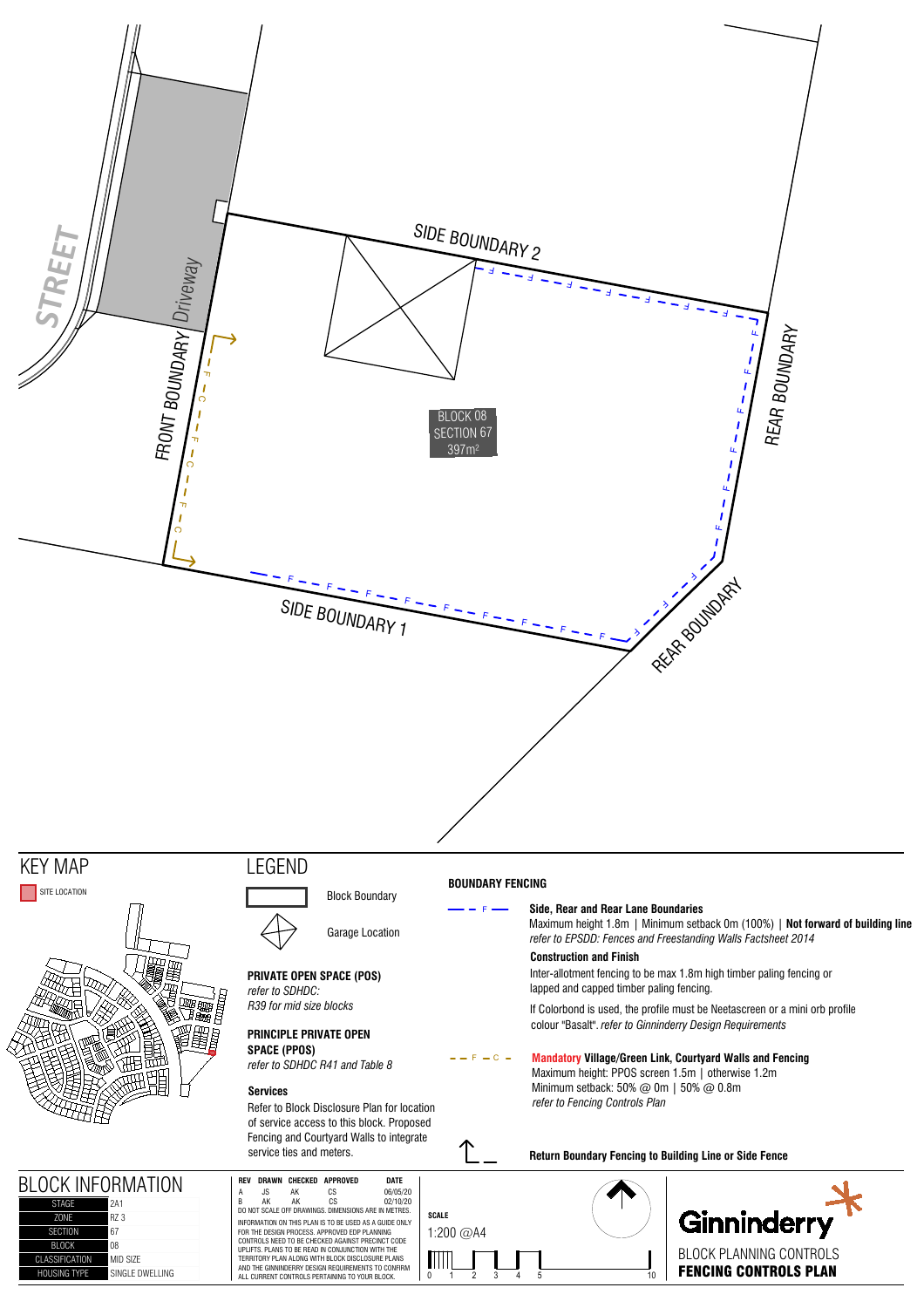STREET

Driveway

FRONT BOUNDARY

SIDE BOUNDARY 2

SIDE BOUNDARY 1

REAR BOUNDARY

REAR BOUNDARY

BLOCK 08
SECTION 67
397m²

## KEY MAP

SITE LOCATION

## LEGEND

Block Boundary

Garage Location

**PRIVATE OPEN SPACE (POS)**
*refer to SDHDC:*
*R39 for mid size blocks*

**PRINCIPLE PRIVATE OPEN SPACE (PPOS)**
*refer to SDHDC R41 and Table 8*

**Services**
Refer to Block Disclosure Plan for location of service access to this block. Proposed Fencing and Courtyard Walls to integrate service ties and meters.

### BOUNDARY FENCING

**Side, Rear and Rear Lane Boundaries**
Maximum height 1.8m | Minimum setback 0m (100%) | **Not forward of building line**
*refer to EPSDD: Fences and Freestanding Walls Factsheet 2014*

**Construction and Finish**
Inter-allotment fencing to be max 1.8m high timber paling fencing or lapped and capped timber paling fencing.

If Colorbond is used, the profile must be Neetascreen or a mini orb profile colour "Basalt". *refer to Ginninderry Design Requirements*

**Mandatory Village/Green Link, Courtyard Walls and Fencing**
Maximum height: PPOS screen 1.5m | otherwise 1.2m
Minimum setback: 50% @ 0m | 50% @ 0.8m
*refer to Fencing Controls Plan*

**Return Boundary Fencing to Building Line or Side Fence**

## BLOCK INFORMATION

| | |
|---|---|
| STAGE | 2A1 |
| ZONE | RZ 3 |
| SECTION | 67 |
| BLOCK | 08 |
| CLASSIFICATION | MID SIZE |
| HOUSING TYPE | SINGLE DWELLING |

| REV | DRAWN | CHECKED | APPROVED | DATE |
|---|---|---|---|---|
| A | JS | AK | CS | 06/05/20 |
| B | AK | AK | CS | 02/10/20 |

DO NOT SCALE OFF DRAWINGS. DIMENSIONS ARE IN METRES.

INFORMATION ON THIS PLAN IS TO BE USED AS A GUIDE ONLY FOR THE DESIGN PROCESS. APPROVED EDP PLANNING CONTROLS NEED TO BE CHECKED AGAINST PRECINCT CODE UPLIFTS. PLANS TO BE READ IN CONJUNCTION WITH THE TERRITORY PLAN ALONG WITH BLOCK DISCLOSURE PLANS AND THE GINNINDERRY DESIGN REQUIREMENTS TO CONFIRM ALL CURRENT CONTROLS PERTAINING TO YOUR BLOCK.

**SCALE**
1:200 @A4

0 1 2 3 4 5 10

Ginninderry

BLOCK PLANNING CONTROLS
**FENCING CONTROLS PLAN**